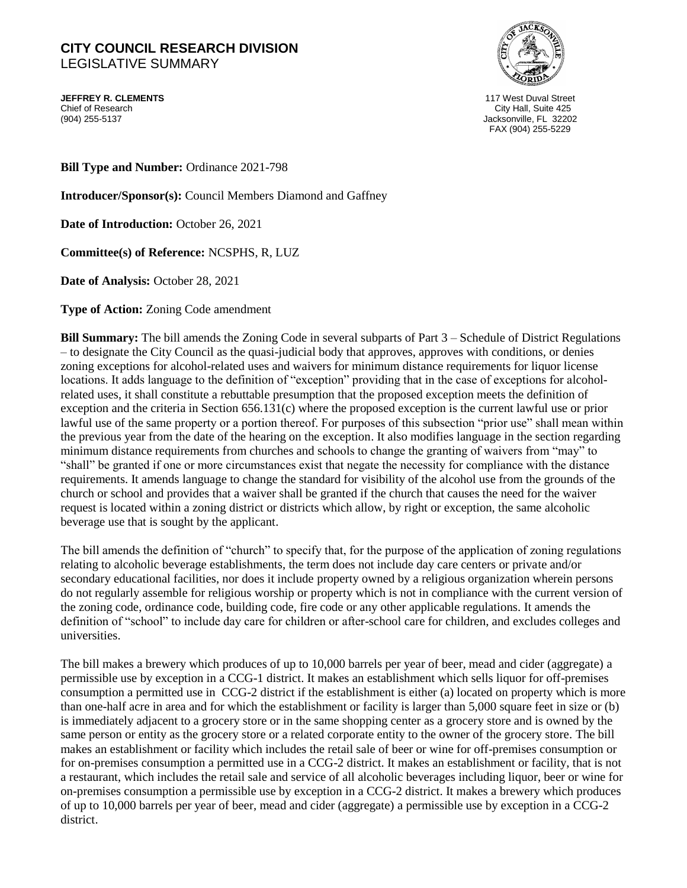# CITY COUNCIL RESEARCH DIVISION

LEGISLATIVE SUMMARY

**JEFFREY R. CLEMENTS**
Chief of Research
(904) 255-5137

117 West Duval Street
City Hall, Suite 425
Jacksonville, FL 32202
FAX (904) 255-5229

**Bill Type and Number:** Ordinance 2021-798

**Introducer/Sponsor(s):** Council Members Diamond and Gaffney

**Date of Introduction:** October 26, 2021

**Committee(s) of Reference:** NCSPHS, R, LUZ

**Date of Analysis:** October 28, 2021

**Type of Action:** Zoning Code amendment

**Bill Summary:** The bill amends the Zoning Code in several subparts of Part 3 – Schedule of District Regulations – to designate the City Council as the quasi-judicial body that approves, approves with conditions, or denies zoning exceptions for alcohol-related uses and waivers for minimum distance requirements for liquor license locations. It adds language to the definition of "exception" providing that in the case of exceptions for alcohol-related uses, it shall constitute a rebuttable presumption that the proposed exception meets the definition of exception and the criteria in Section 656.131(c) where the proposed exception is the current lawful use or prior lawful use of the same property or a portion thereof. For purposes of this subsection "prior use" shall mean within the previous year from the date of the hearing on the exception. It also modifies language in the section regarding minimum distance requirements from churches and schools to change the granting of waivers from "may" to "shall" be granted if one or more circumstances exist that negate the necessity for compliance with the distance requirements. It amends language to change the standard for visibility of the alcohol use from the grounds of the church or school and provides that a waiver shall be granted if the church that causes the need for the waiver request is located within a zoning district or districts which allow, by right or exception, the same alcoholic beverage use that is sought by the applicant.

The bill amends the definition of "church" to specify that, for the purpose of the application of zoning regulations relating to alcoholic beverage establishments, the term does not include day care centers or private and/or secondary educational facilities, nor does it include property owned by a religious organization wherein persons do not regularly assemble for religious worship or property which is not in compliance with the current version of the zoning code, ordinance code, building code, fire code or any other applicable regulations. It amends the definition of "school" to include day care for children or after-school care for children, and excludes colleges and universities.

The bill makes a brewery which produces of up to 10,000 barrels per year of beer, mead and cider (aggregate) a permissible use by exception in a CCG-1 district. It makes an establishment which sells liquor for off-premises consumption a permitted use in CCG-2 district if the establishment is either (a) located on property which is more than one-half acre in area and for which the establishment or facility is larger than 5,000 square feet in size or (b) is immediately adjacent to a grocery store or in the same shopping center as a grocery store and is owned by the same person or entity as the grocery store or a related corporate entity to the owner of the grocery store. The bill makes an establishment or facility which includes the retail sale of beer or wine for off-premises consumption or for on-premises consumption a permitted use in a CCG-2 district. It makes an establishment or facility, that is not a restaurant, which includes the retail sale and service of all alcoholic beverages including liquor, beer or wine for on-premises consumption a permissible use by exception in a CCG-2 district. It makes a brewery which produces of up to 10,000 barrels per year of beer, mead and cider (aggregate) a permissible use by exception in a CCG-2 district.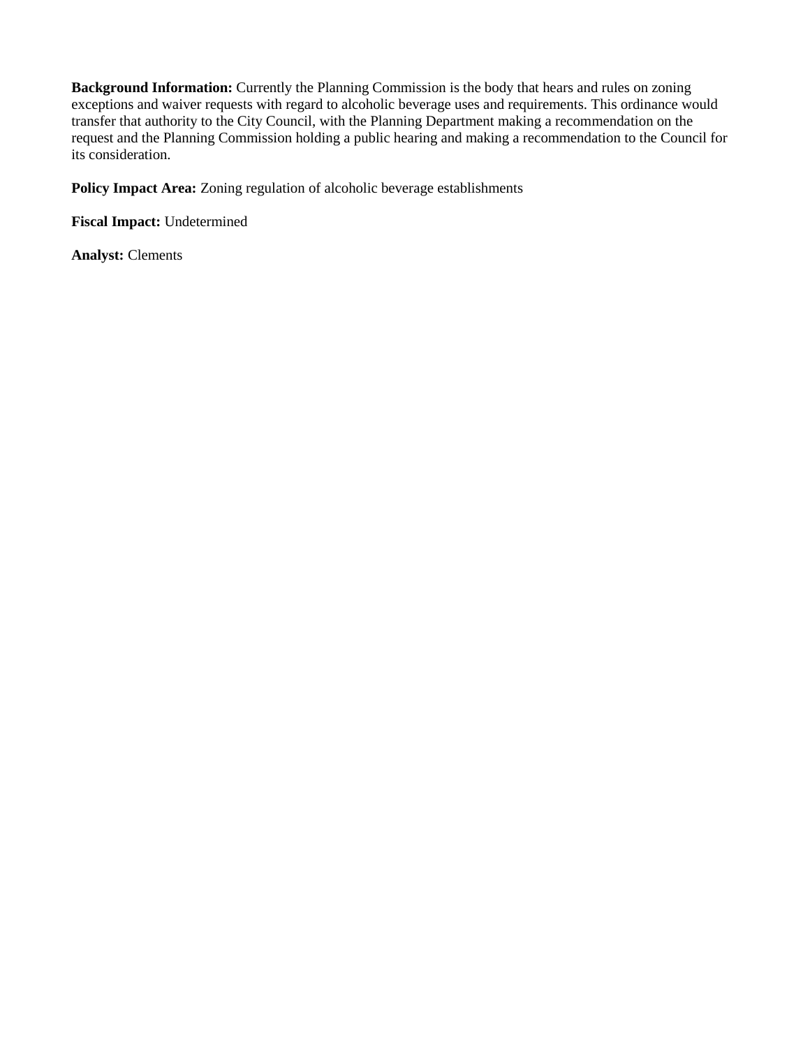**Background Information:** Currently the Planning Commission is the body that hears and rules on zoning exceptions and waiver requests with regard to alcoholic beverage uses and requirements. This ordinance would transfer that authority to the City Council, with the Planning Department making a recommendation on the request and the Planning Commission holding a public hearing and making a recommendation to the Council for its consideration.

**Policy Impact Area:** Zoning regulation of alcoholic beverage establishments

**Fiscal Impact:** Undetermined

**Analyst:** Clements